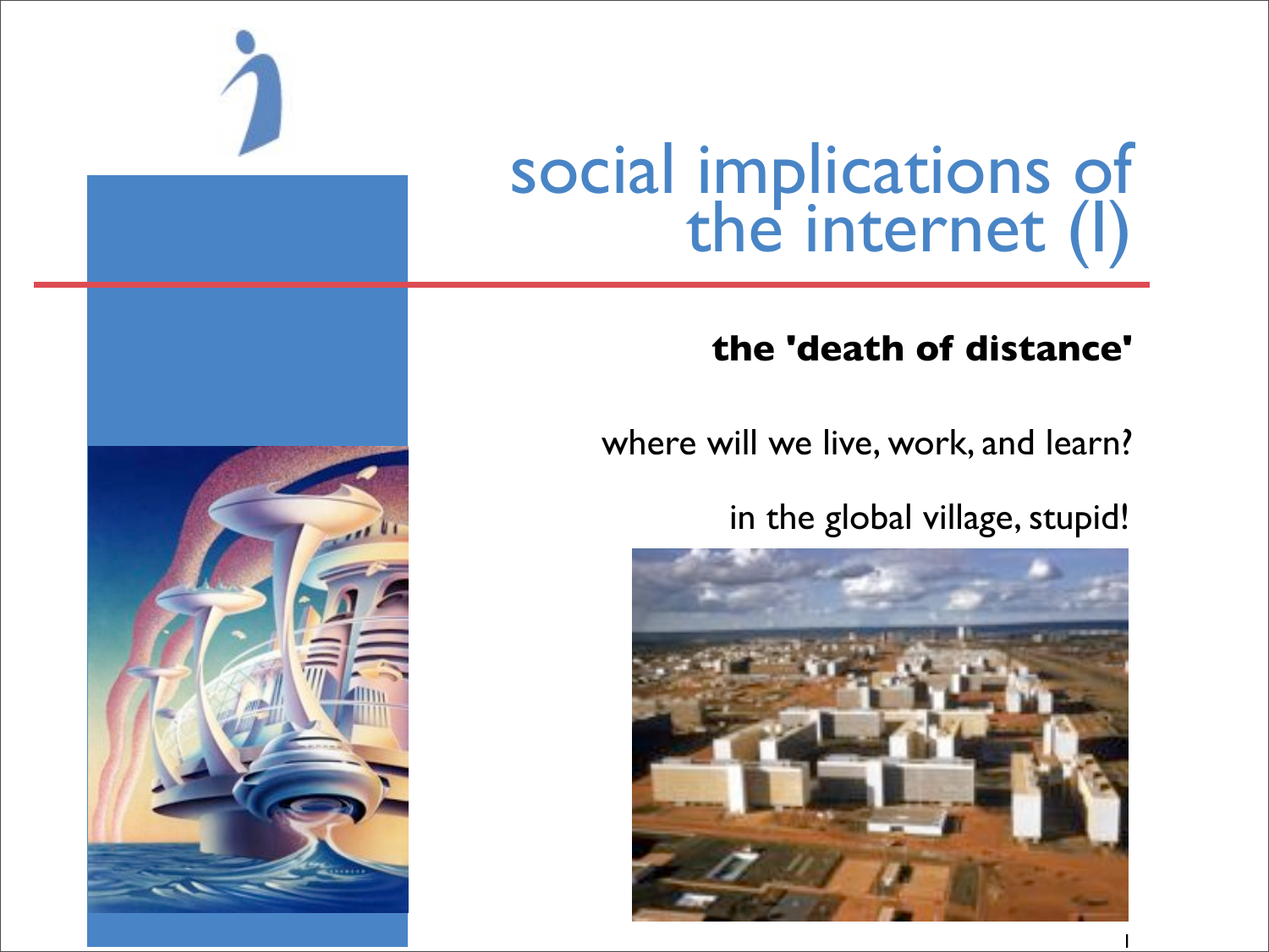# social implications of the internet (I)

**the 'death of distance'**

where will we live, work, and learn?

in the global village, stupid!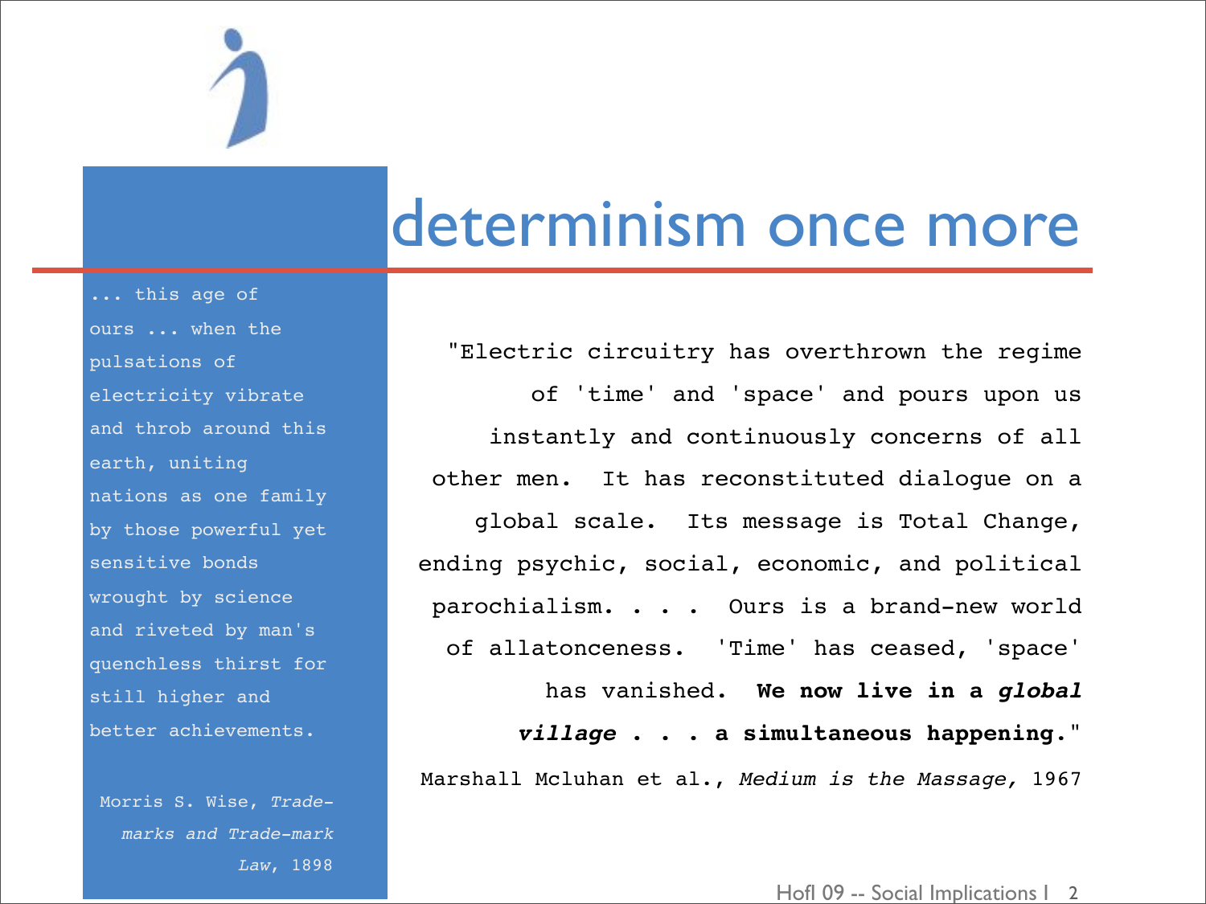# determinism once more

... this age of ours ... when the pulsations of electricity vibrate and throb around this earth, uniting nations as one family by those powerful yet sensitive bonds wrought by science and riveted by man's quenchless thirst for still higher and better achievements.

Morris S. Wise, *Trade-marks and Trade-mark Law*, 1898

"Electric circuitry has overthrown the regime of 'time' and 'space' and pours upon us instantly and continuously concerns of all other men. It has reconstituted dialogue on a global scale. Its message is Total Change, ending psychic, social, economic, and political parochialism. . . . Ours is a brand-new world of allatonceness. 'Time' has ceased, 'space' has vanished. **We now live in a *global village* . . . a simultaneous happening.**"

Marshall Mcluhan et al., *Medium is the Massage,* 1967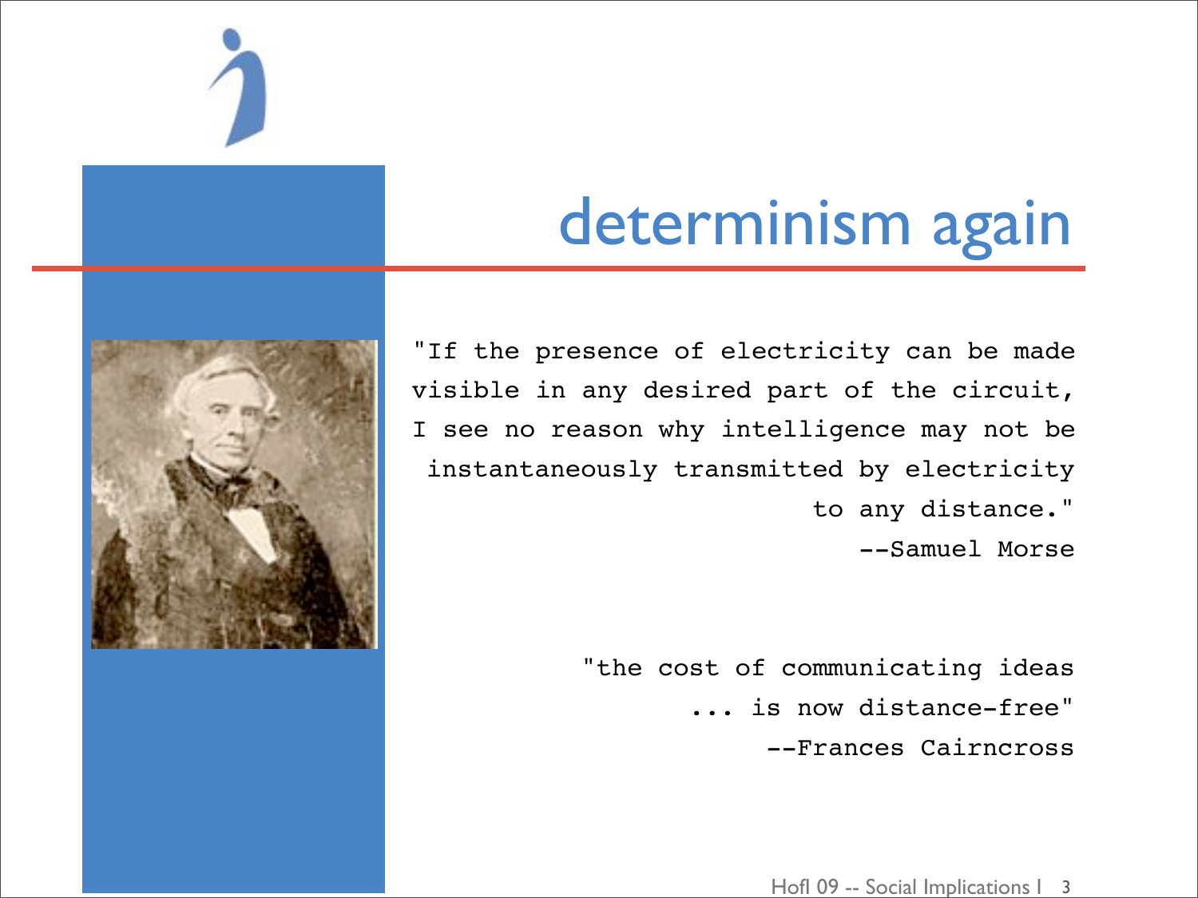# determinism again

"If the presence of electricity can be made visible in any desired part of the circuit, I see no reason why intelligence may not be instantaneously transmitted by electricity to any distance."

--Samuel Morse

"the cost of communicating ideas ... is now distance-free"

--Frances Cairncross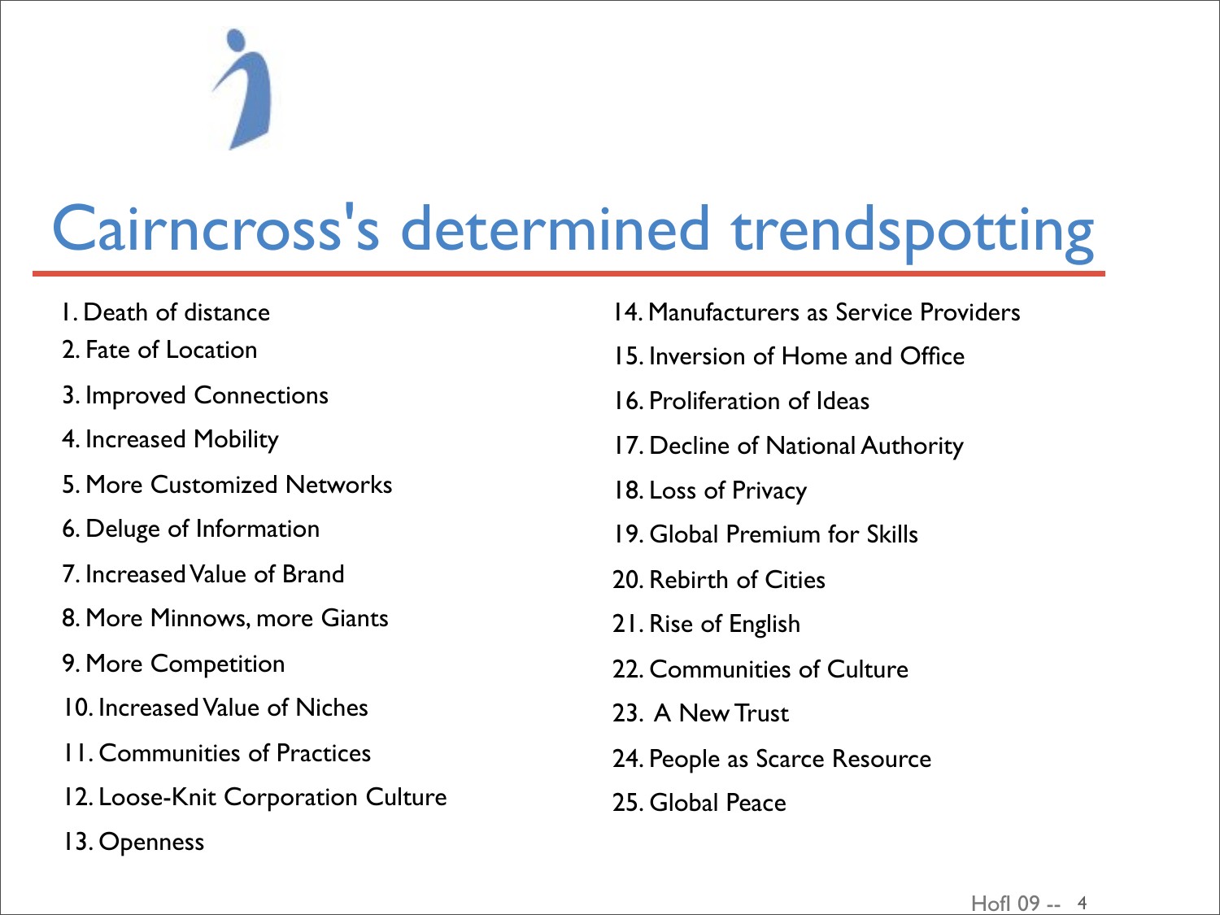# Cairncross's determined trendspotting

1. Death of distance
2. Fate of Location
3. Improved Connections
4. Increased Mobility
5. More Customized Networks
6. Deluge of Information
7. Increased Value of Brand
8. More Minnows, more Giants
9. More Competition
10. Increased Value of Niches
11. Communities of Practices
12. Loose-Knit Corporation Culture
13. Openness
14. Manufacturers as Service Providers
15. Inversion of Home and Office
16. Proliferation of Ideas
17. Decline of National Authority
18. Loss of Privacy
19. Global Premium for Skills
20. Rebirth of Cities
21. Rise of English
22. Communities of Culture
23. A New Trust
24. People as Scarce Resource
25. Global Peace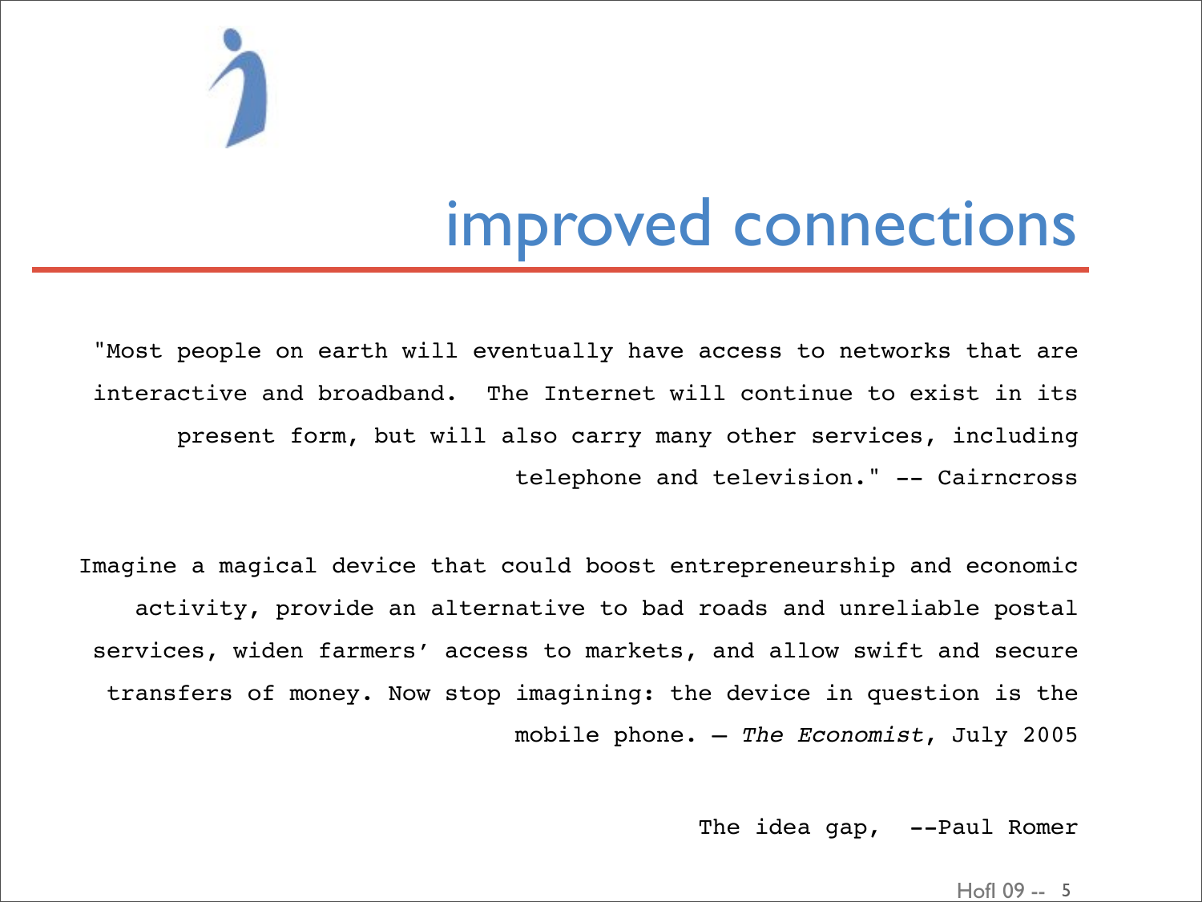# improved connections

"Most people on earth will eventually have access to networks that are interactive and broadband. The Internet will continue to exist in its present form, but will also carry many other services, including telephone and television." -- Cairncross

Imagine a magical device that could boost entrepreneurship and economic activity, provide an alternative to bad roads and unreliable postal services, widen farmers' access to markets, and allow swift and secure transfers of money. Now stop imagining: the device in question is the mobile phone. – *The Economist*, July 2005

The idea gap, --Paul Romer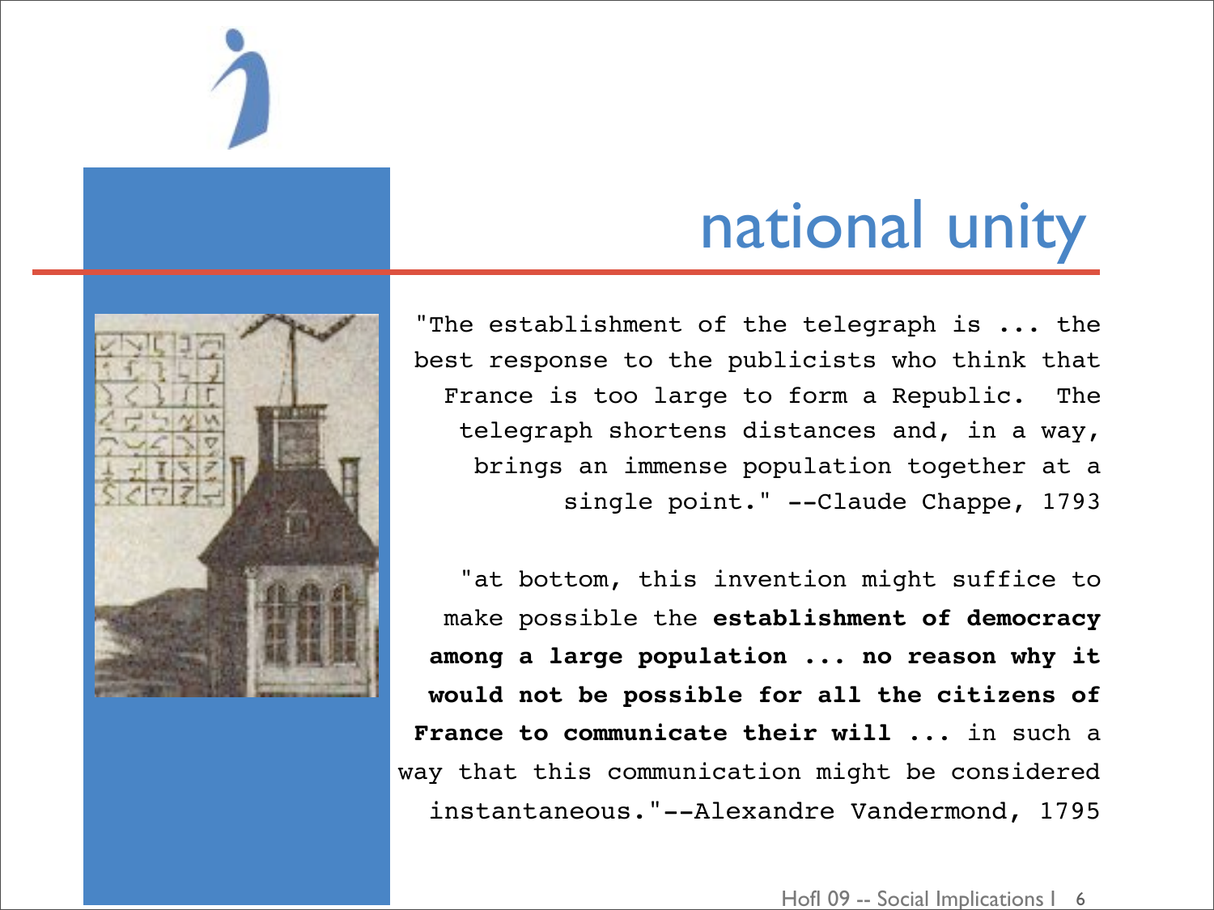# national unity

"The establishment of the telegraph is ... the best response to the publicists who think that France is too large to form a Republic. The telegraph shortens distances and, in a way, brings an immense population together at a single point." --Claude Chappe, 1793

"at bottom, this invention might suffice to make possible the **establishment of democracy among a large population ... no reason why it would not be possible for all the citizens of France to communicate their will ...** in such a way that this communication might be considered instantaneous."--Alexandre Vandermond, 1795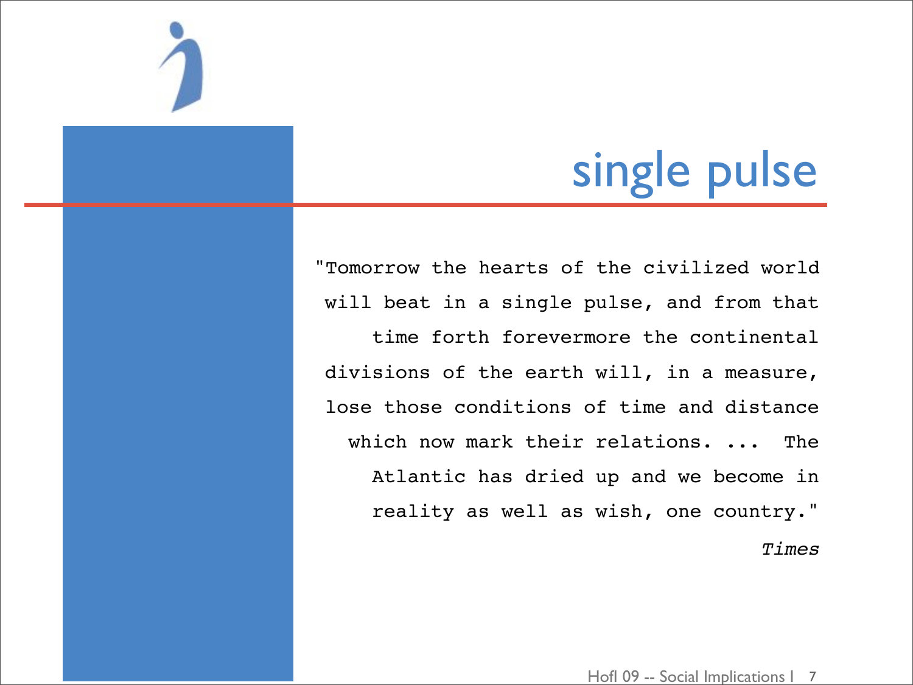# single pulse

"Tomorrow the hearts of the civilized world will beat in a single pulse, and from that time forth forevermore the continental divisions of the earth will, in a measure, lose those conditions of time and distance which now mark their relations. ... The Atlantic has dried up and we become in reality as well as wish, one country."

*Times*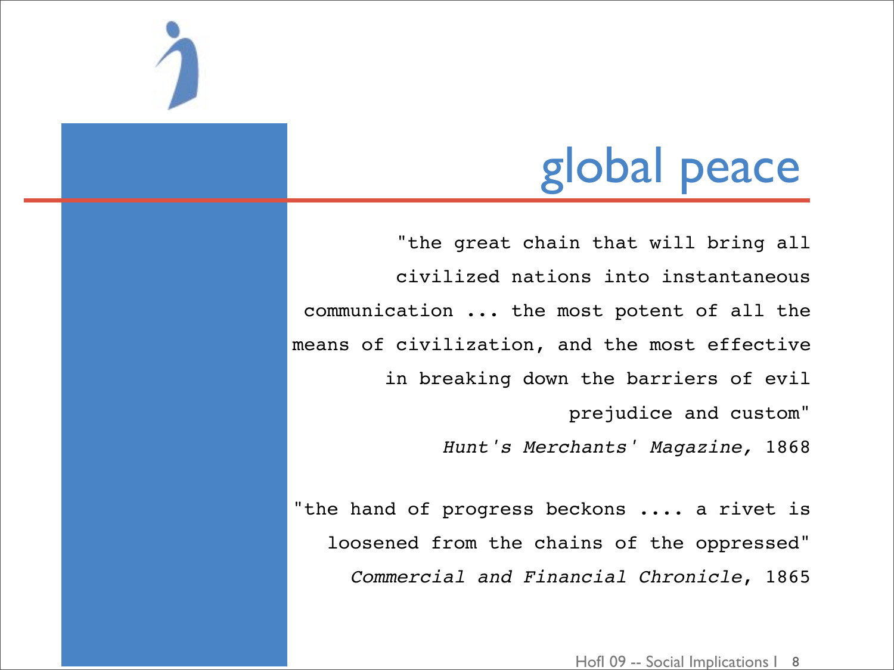# global peace

"the great chain that will bring all civilized nations into instantaneous communication ... the most potent of all the means of civilization, and the most effective in breaking down the barriers of evil prejudice and custom"

*Hunt's Merchants' Magazine*, 1868

"the hand of progress beckons .... a rivet is loosened from the chains of the oppressed"

*Commercial and Financial Chronicle*, 1865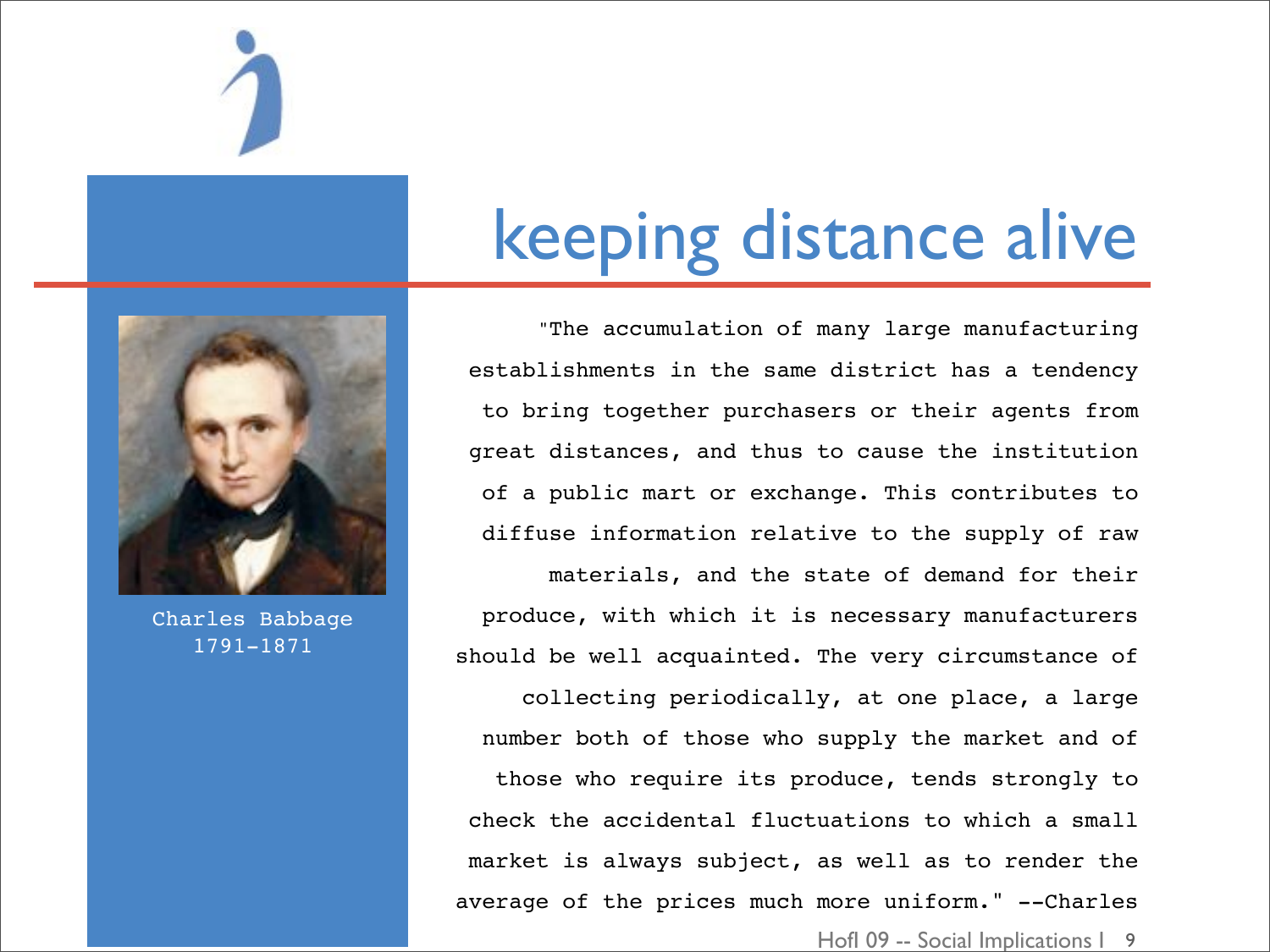# keeping distance alive

Charles Babbage
1791-1871

"The accumulation of many large manufacturing establishments in the same district has a tendency to bring together purchasers or their agents from great distances, and thus to cause the institution of a public mart or exchange. This contributes to diffuse information relative to the supply of raw materials, and the state of demand for their produce, with which it is necessary manufacturers should be well acquainted. The very circumstance of collecting periodically, at one place, a large number both of those who supply the market and of those who require its produce, tends strongly to check the accidental fluctuations to which a small market is always subject, as well as to render the average of the prices much more uniform." --Charles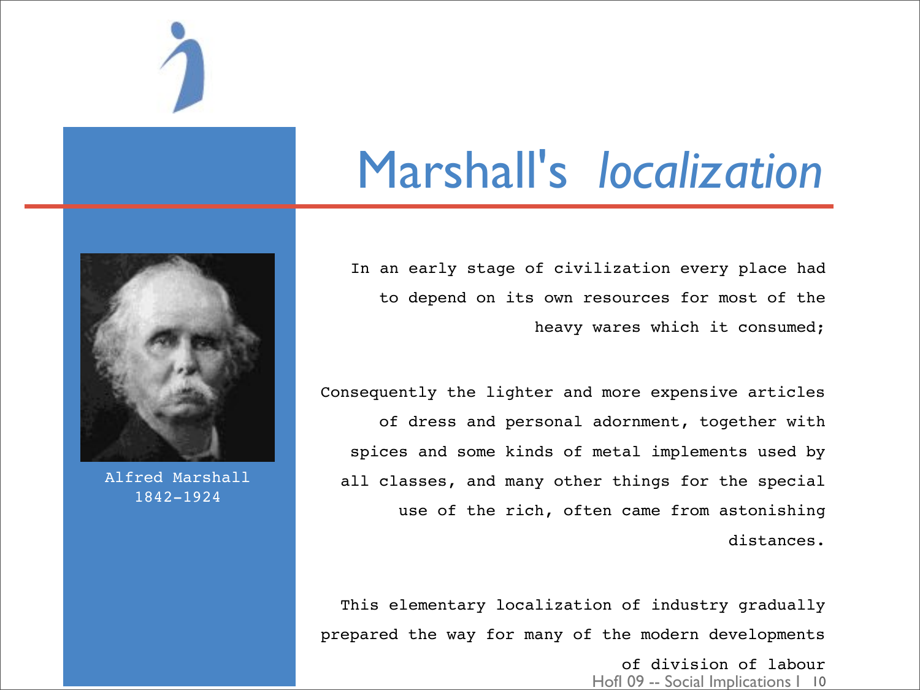# Marshall's *localization*

Alfred Marshall
1842-1924

In an early stage of civilization every place had to depend on its own resources for most of the heavy wares which it consumed;

Consequently the lighter and more expensive articles of dress and personal adornment, together with spices and some kinds of metal implements used by all classes, and many other things for the special use of the rich, often came from astonishing distances.

This elementary localization of industry gradually prepared the way for many of the modern developments of division of labour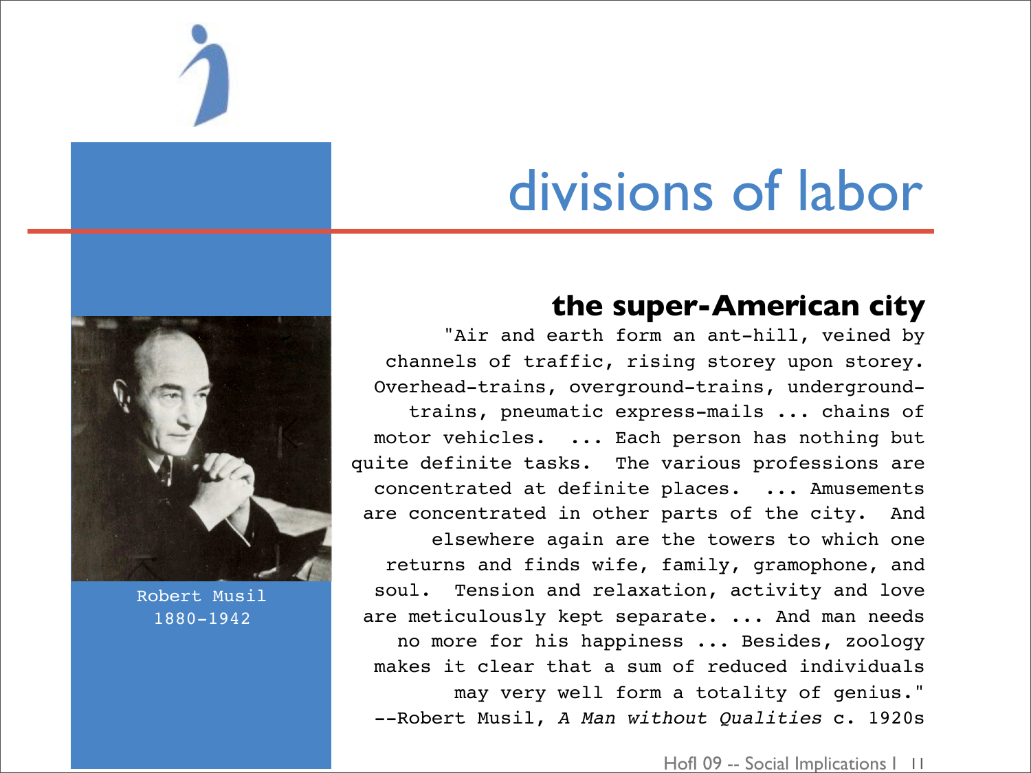# divisions of labor

Robert Musil
1880-1942

## the super-American city

"Air and earth form an ant-hill, veined by channels of traffic, rising storey upon storey. Overhead-trains, overground-trains, underground-trains, pneumatic express-mails ... chains of motor vehicles. ... Each person has nothing but quite definite tasks. The various professions are concentrated at definite places. ... Amusements are concentrated in other parts of the city. And elsewhere again are the towers to which one returns and finds wife, family, gramophone, and soul. Tension and relaxation, activity and love are meticulously kept separate. ... And man needs no more for his happiness ... Besides, zoology makes it clear that a sum of reduced individuals may very well form a totality of genius."

--Robert Musil, *A Man without Qualities* c. 1920s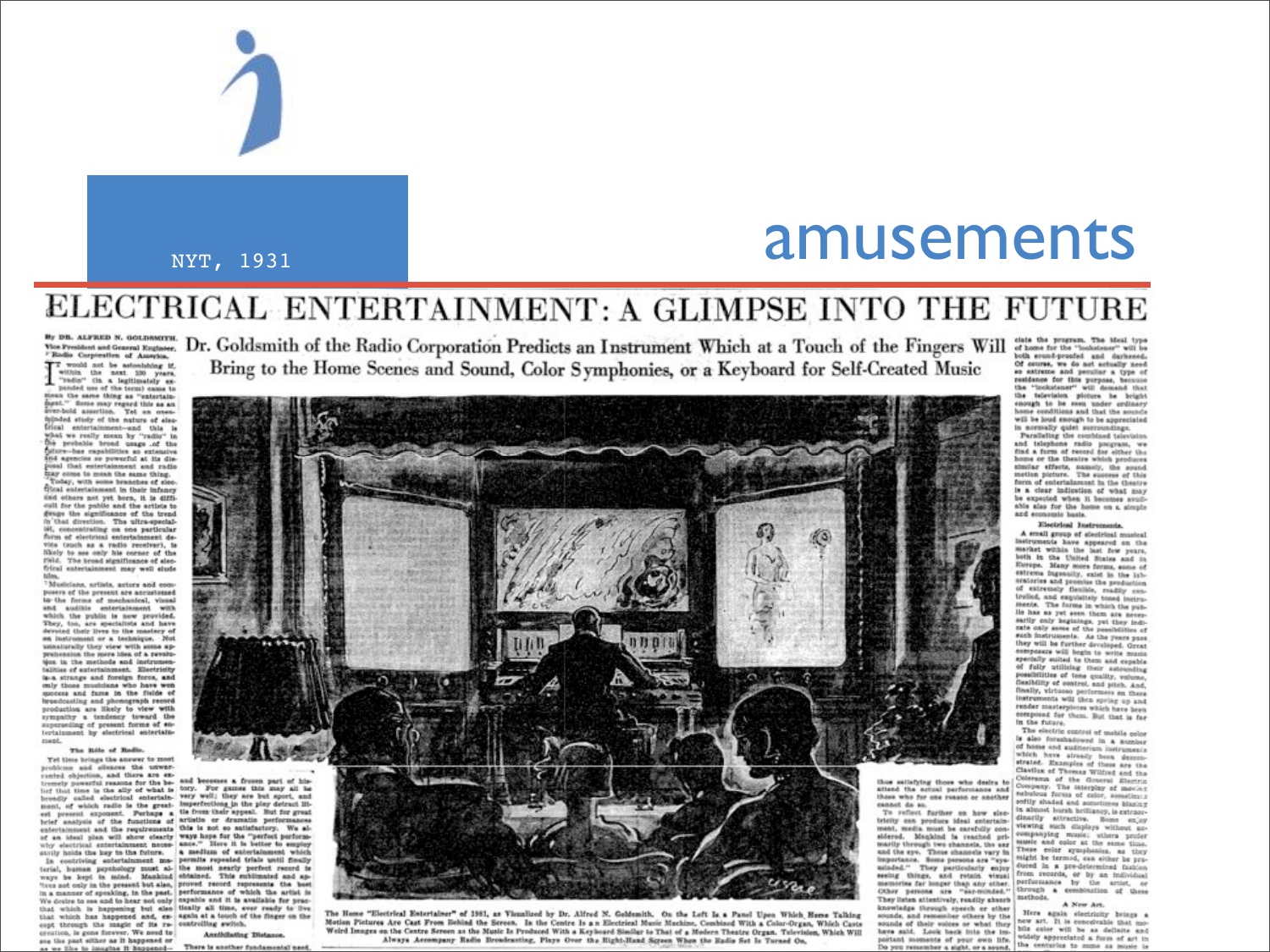NYT, 1931

# amusements

## ELECTRICAL ENTERTAINMENT: A GLIMPSE INTO THE FUTURE

By DR. ALFRED N. GOLDSMITH, Vice President and General Engineer, Radio Corporation of America.

Dr. Goldsmith of the Radio Corporation Predicts an Instrument Which at a Touch of the Fingers Will Bring to the Home Scenes and Sound, Color Symphonies, or a Keyboard for Self-Created Music

The Home "Electrical Entertainer" of 1981, as Visualized by Dr. Alfred N. Goldsmith. On the Left Is a Panel Upon Which Home Talking Motion Pictures Are Cast From Behind the Screen. In the Centre Is an Electrical Music Machine, Combined With a Color-Organ, Which Casts Weird Images on the Centre Screen as the Music Is Produced With a Keyboard Similar to That of a Modern Theatre Organ. Television, Which Will Always Accompany Radio Broadcasting, Plays Over the Right-Hand Screen When the Radio Set Is Turned On.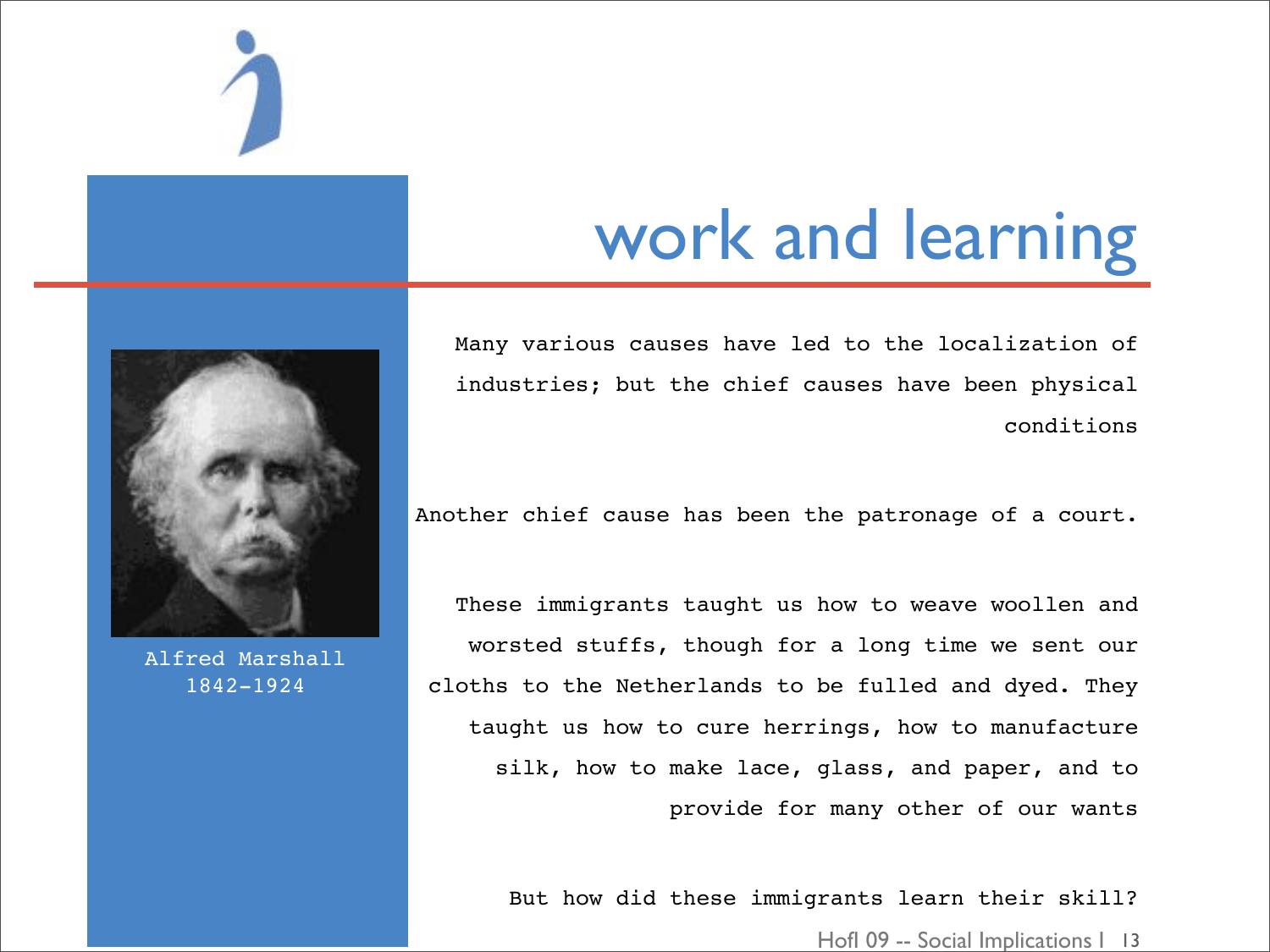# work and learning

Alfred Marshall
1842-1924

Many various causes have led to the localization of industries; but the chief causes have been physical conditions

Another chief cause has been the patronage of a court.

These immigrants taught us how to weave woollen and worsted stuffs, though for a long time we sent our cloths to the Netherlands to be fulled and dyed. They taught us how to cure herrings, how to manufacture silk, how to make lace, glass, and paper, and to provide for many other of our wants

But how did these immigrants learn their skill?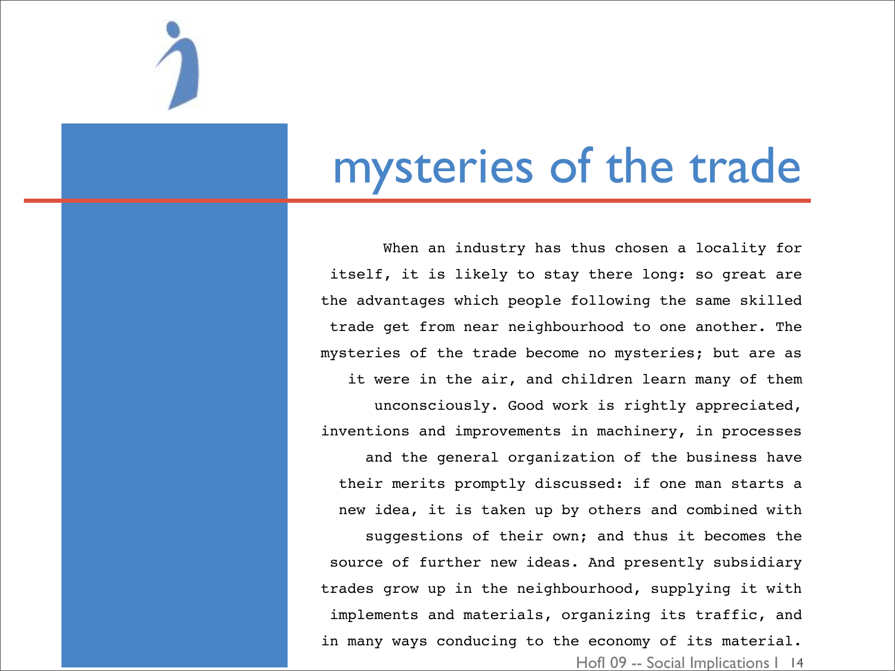# mysteries of the trade

When an industry has thus chosen a locality for itself, it is likely to stay there long: so great are the advantages which people following the same skilled trade get from near neighbourhood to one another. The mysteries of the trade become no mysteries; but are as it were in the air, and children learn many of them unconsciously. Good work is rightly appreciated, inventions and improvements in machinery, in processes and the general organization of the business have their merits promptly discussed: if one man starts a new idea, it is taken up by others and combined with suggestions of their own; and thus it becomes the source of further new ideas. And presently subsidiary trades grow up in the neighbourhood, supplying it with implements and materials, organizing its traffic, and in many ways conducing to the economy of its material.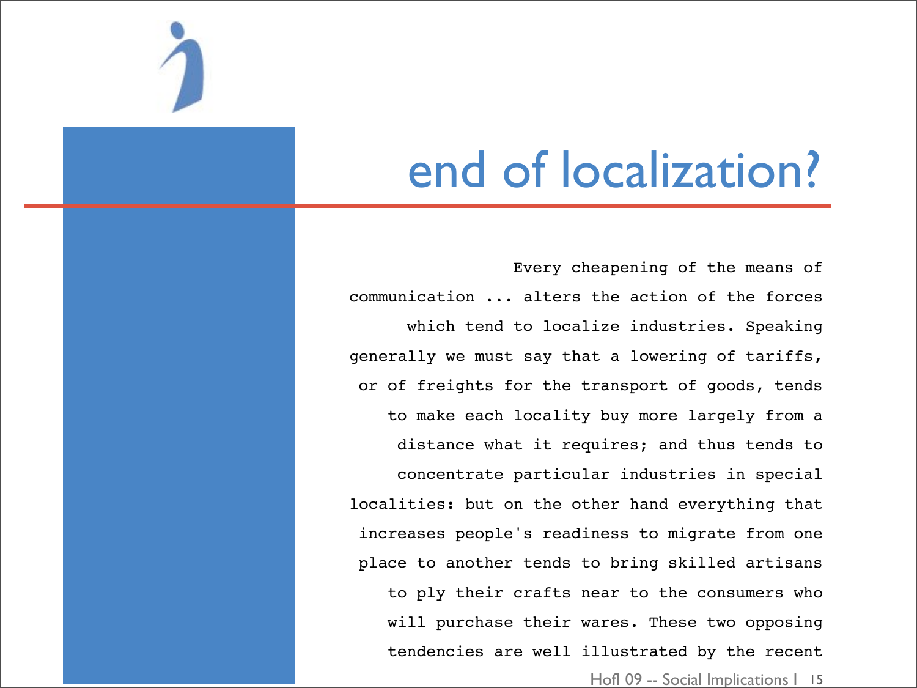# end of localization?

Every cheapening of the means of communication ... alters the action of the forces which tend to localize industries. Speaking generally we must say that a lowering of tariffs, or of freights for the transport of goods, tends to make each locality buy more largely from a distance what it requires; and thus tends to concentrate particular industries in special localities: but on the other hand everything that increases people's readiness to migrate from one place to another tends to bring skilled artisans to ply their crafts near to the consumers who will purchase their wares. These two opposing tendencies are well illustrated by the recent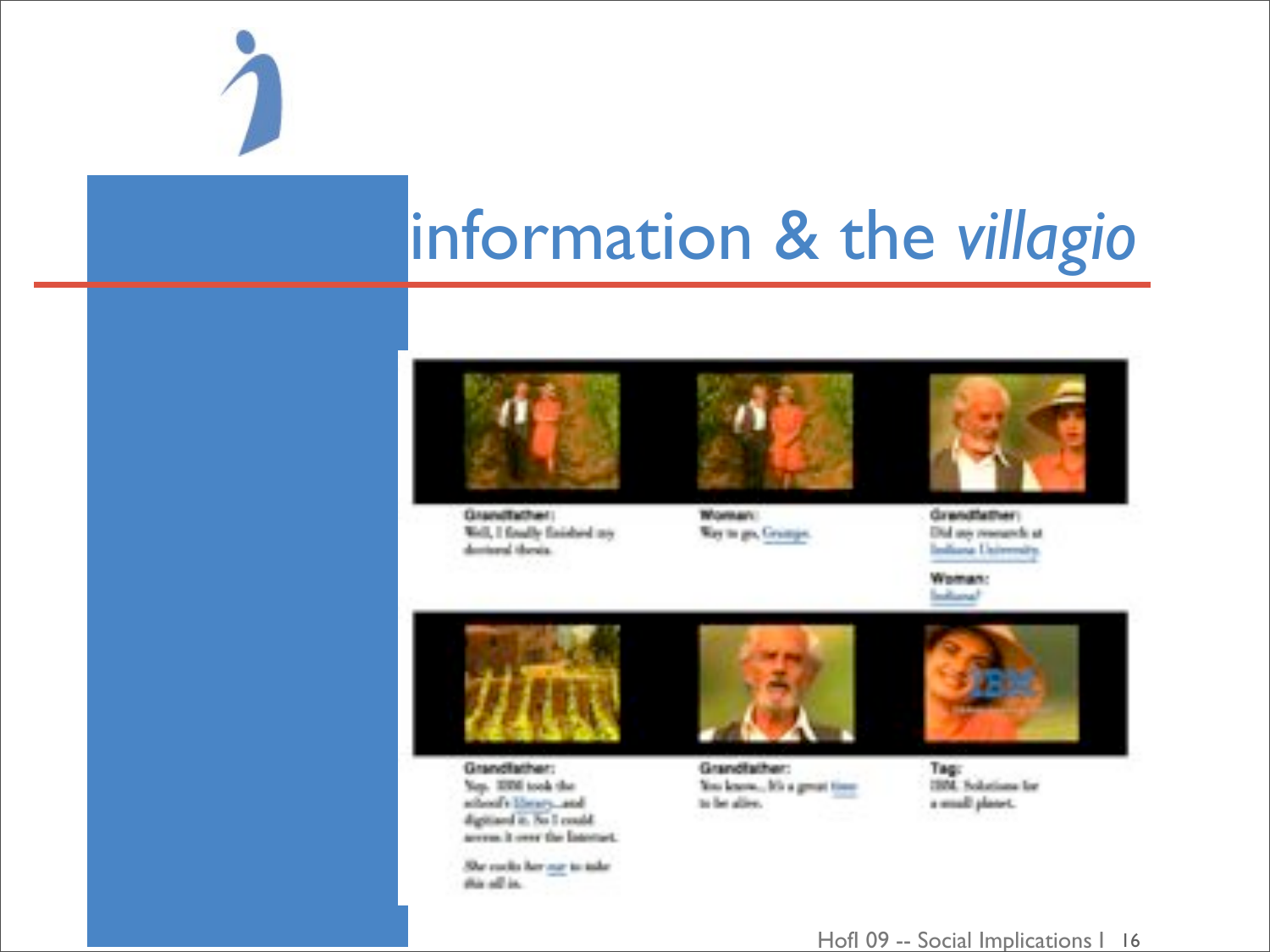# information & the *villagio*

**Grandfather:**
Well, I finally finished my doctoral thesis.

**Woman:**
Way to go, Grampa.

**Grandfather:**
Did my research at Indiana University.

**Woman:**
Indiana?

**Grandfather:**
Yep. IBM took the school's library...and digitized it. So I could access it over the Internet.

*She cocks her ear to take this all in.*

**Grandfather:**
You know... It's a great time to be alive.

**Tag:**
IBM. Solutions for a small planet.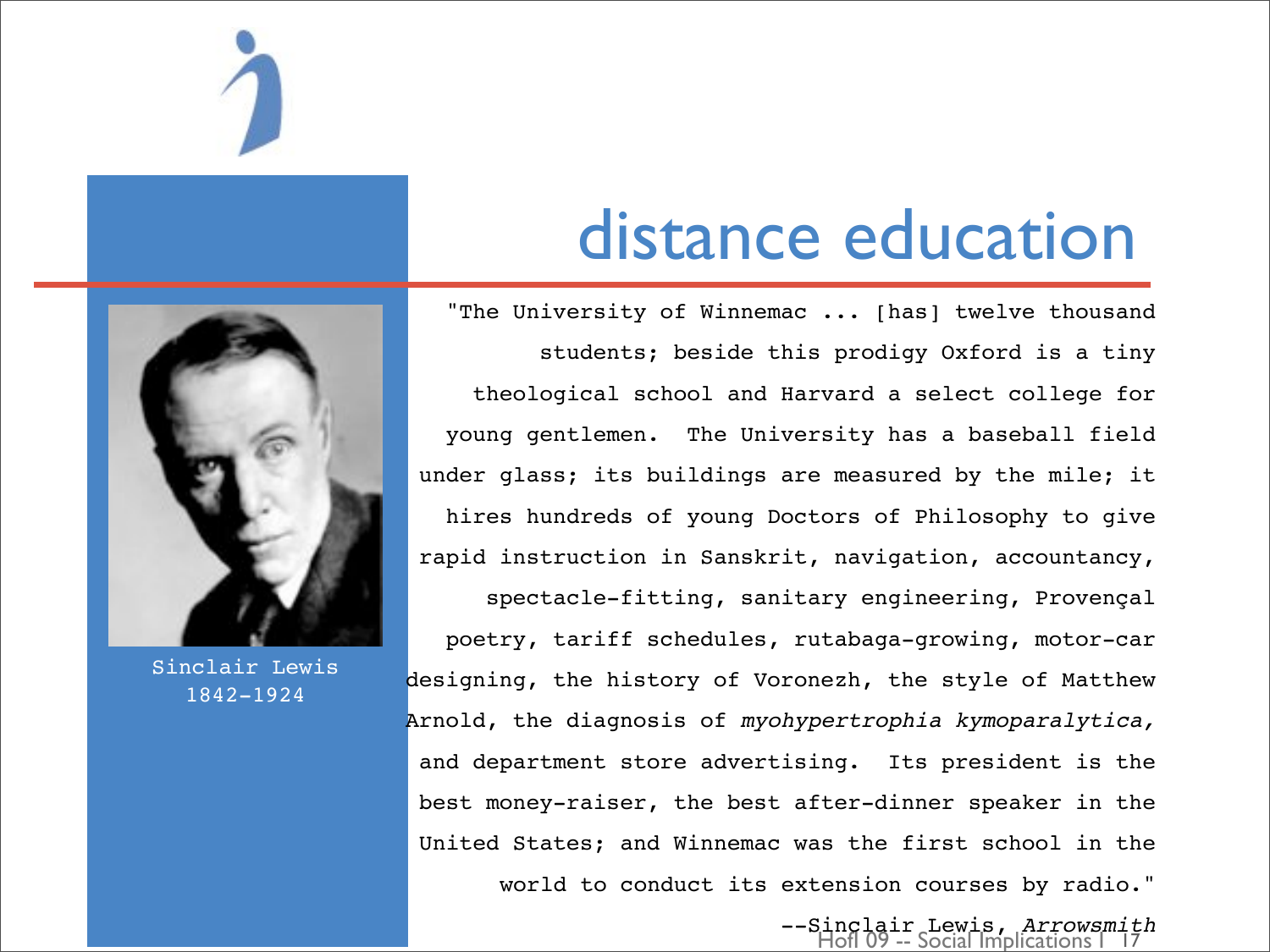# distance education

Sinclair Lewis
1842-1924

"The University of Winnemac ... [has] twelve thousand students; beside this prodigy Oxford is a tiny theological school and Harvard a select college for young gentlemen. The University has a baseball field under glass; its buildings are measured by the mile; it hires hundreds of young Doctors of Philosophy to give rapid instruction in Sanskrit, navigation, accountancy, spectacle-fitting, sanitary engineering, Provençal poetry, tariff schedules, rutabaga-growing, motor-car designing, the history of Voronezh, the style of Matthew Arnold, the diagnosis of *myohypertrophia kymoparalytica,* and department store advertising. Its president is the best money-raiser, the best after-dinner speaker in the United States; and Winnemac was the first school in the world to conduct its extension courses by radio."

--Sinclair Lewis, *Arrowsmith*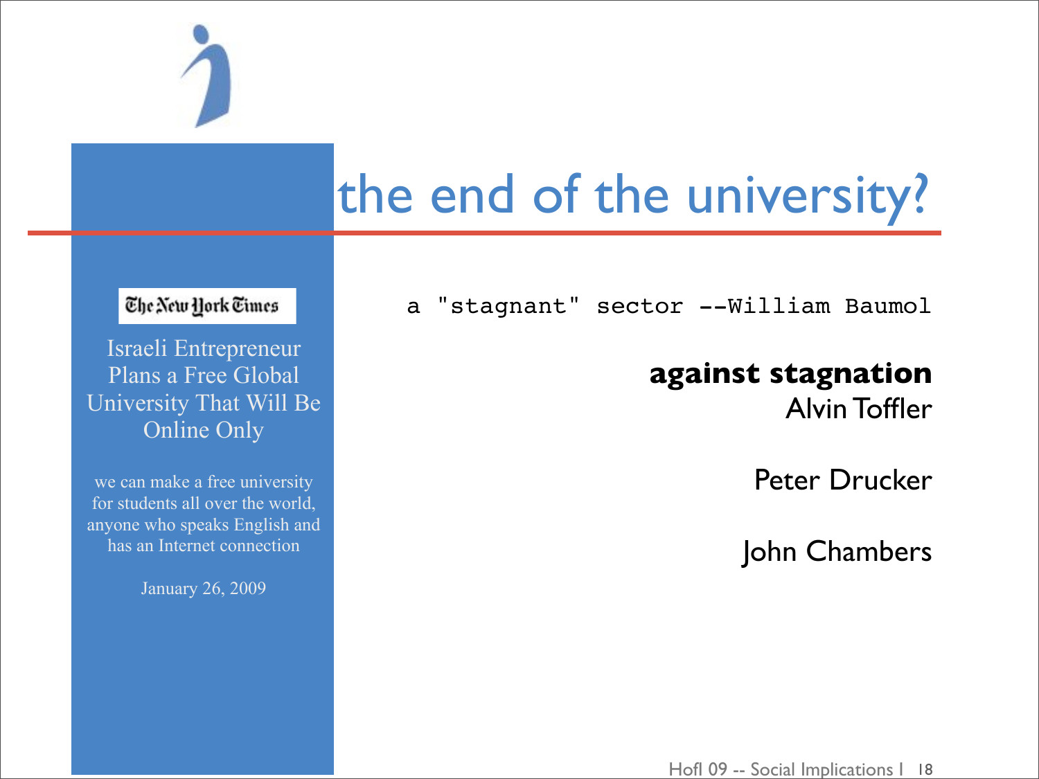# the end of the university?

The New York Times

Israeli Entrepreneur Plans a Free Global University That Will Be Online Only

we can make a free university for students all over the world, anyone who speaks English and has an Internet connection

January 26, 2009

```
a "stagnant" sector --William Baumol
```

**against stagnation**

Alvin Toffler

Peter Drucker

John Chambers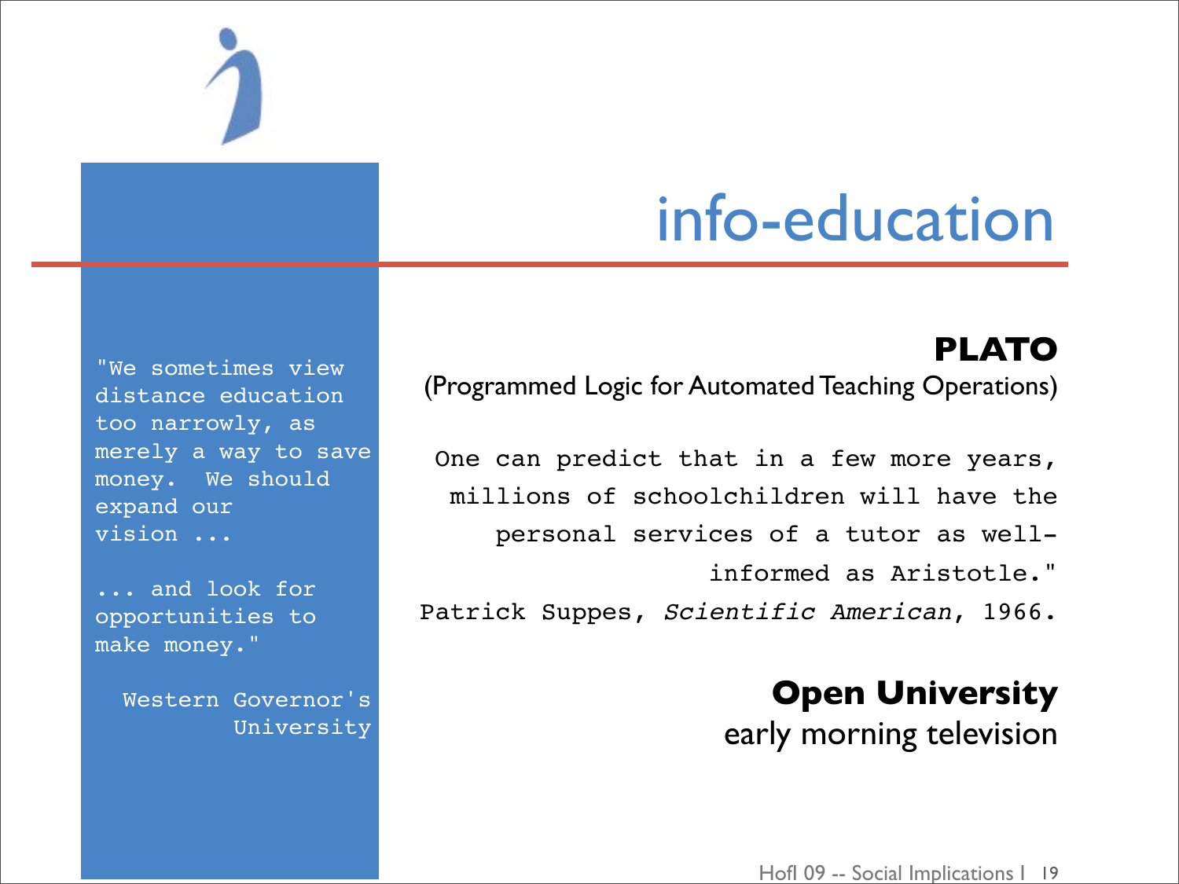# info-education

"We sometimes view distance education too narrowly, as merely a way to save money. We should expand our vision ...

... and look for opportunities to make money."

Western Governor's University

**PLATO**

(Programmed Logic for Automated Teaching Operations)

One can predict that in a few more years, millions of schoolchildren will have the personal services of a tutor as well-informed as Aristotle."

Patrick Suppes, *Scientific American*, 1966.

**Open University**

early morning television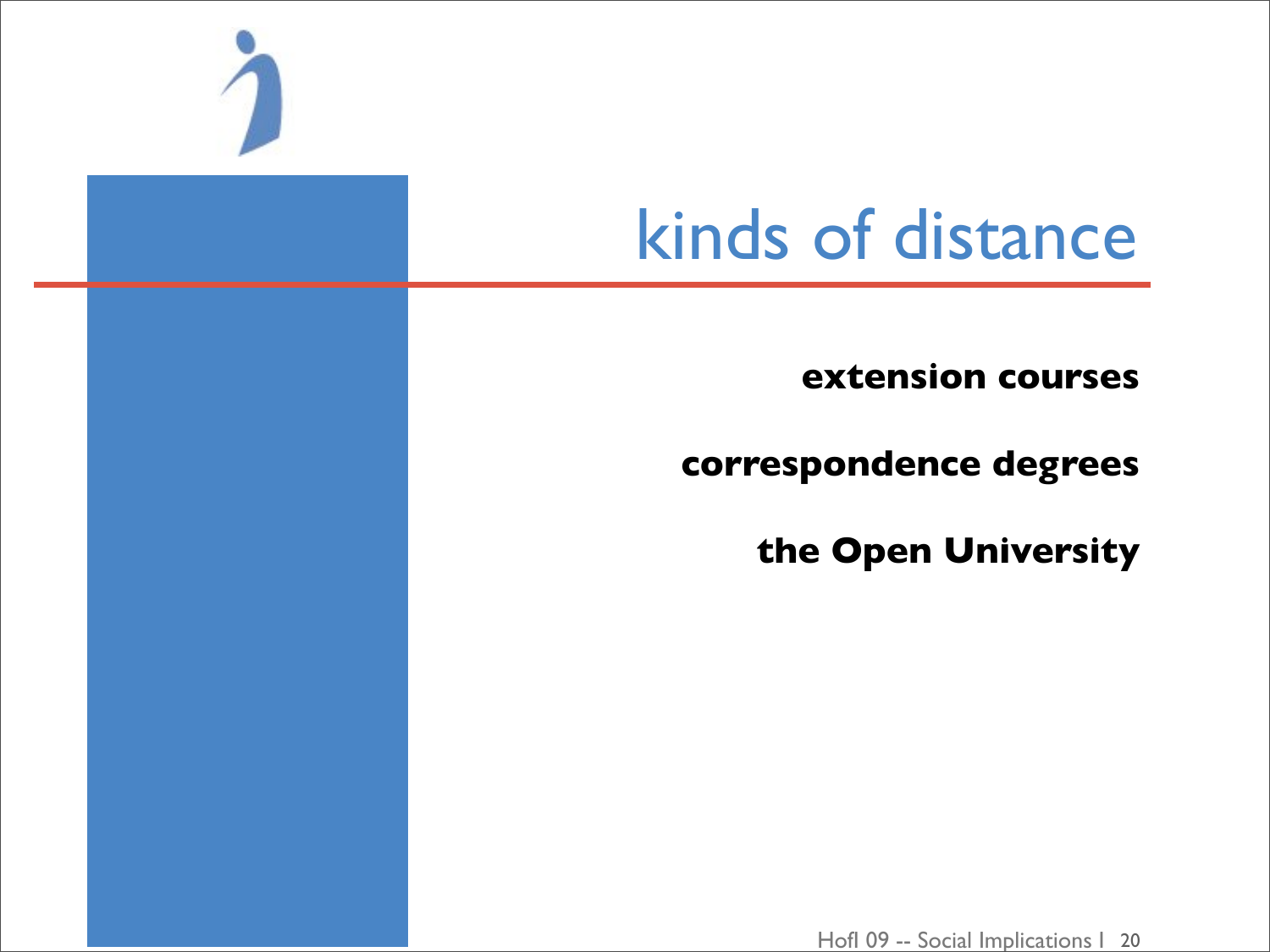# kinds of distance

**extension courses**

**correspondence degrees**

**the Open University**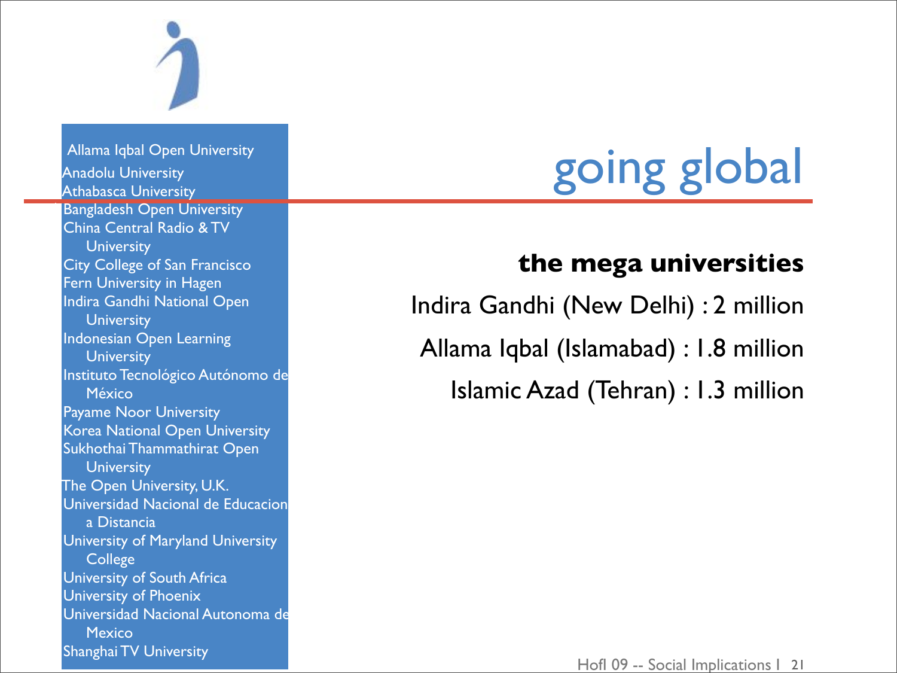# going global

- Allama Iqbal Open University
- Anadolu University
- Athabasca University
- Bangladesh Open University
- China Central Radio & TV University
- City College of San Francisco
- Fern University in Hagen
- Indira Gandhi National Open University
- Indonesian Open Learning University
- Instituto Tecnológico Autónomo de México
- Payame Noor University
- Korea National Open University
- Sukhothai Thammathirat Open University
- The Open University, U.K.
- Universidad Nacional de Educacion a Distancia
- University of Maryland University College
- University of South Africa
- University of Phoenix
- Universidad Nacional Autonoma de Mexico
- Shanghai TV University

**the mega universities**

Indira Gandhi (New Delhi) : 2 million

Allama Iqbal (Islamabad) : 1.8 million

Islamic Azad (Tehran) : 1.3 million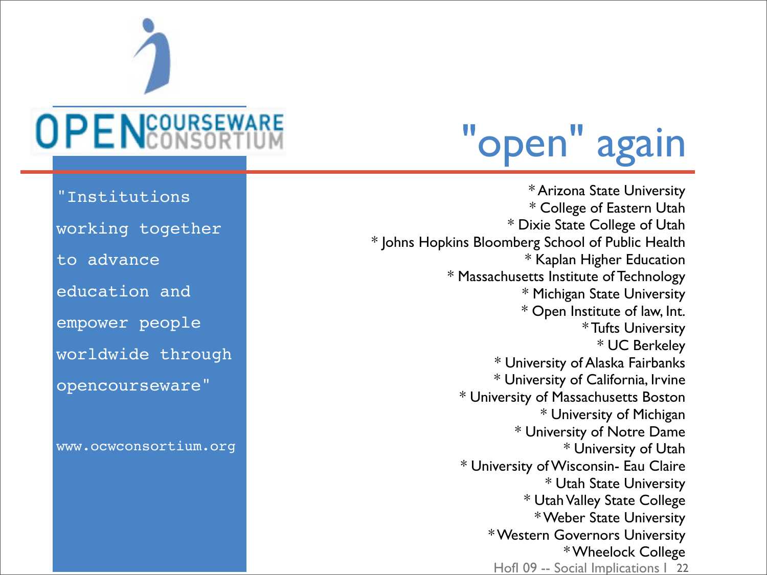# "open" again

OPEN COURSEWARE CONSORTIUM

"Institutions working together to advance education and empower people worldwide through opencourseware"

www.ocwconsortium.org

* Arizona State University
* College of Eastern Utah
* Dixie State College of Utah
* Johns Hopkins Bloomberg School of Public Health
* Kaplan Higher Education
* Massachusetts Institute of Technology
* Michigan State University
* Open Institute of law, Int.
* Tufts University
* UC Berkeley
* University of Alaska Fairbanks
* University of California, Irvine
* University of Massachusetts Boston
* University of Michigan
* University of Notre Dame
* University of Utah
* University of Wisconsin- Eau Claire
* Utah State University
* Utah Valley State College
* Weber State University
* Western Governors University
* Wheelock College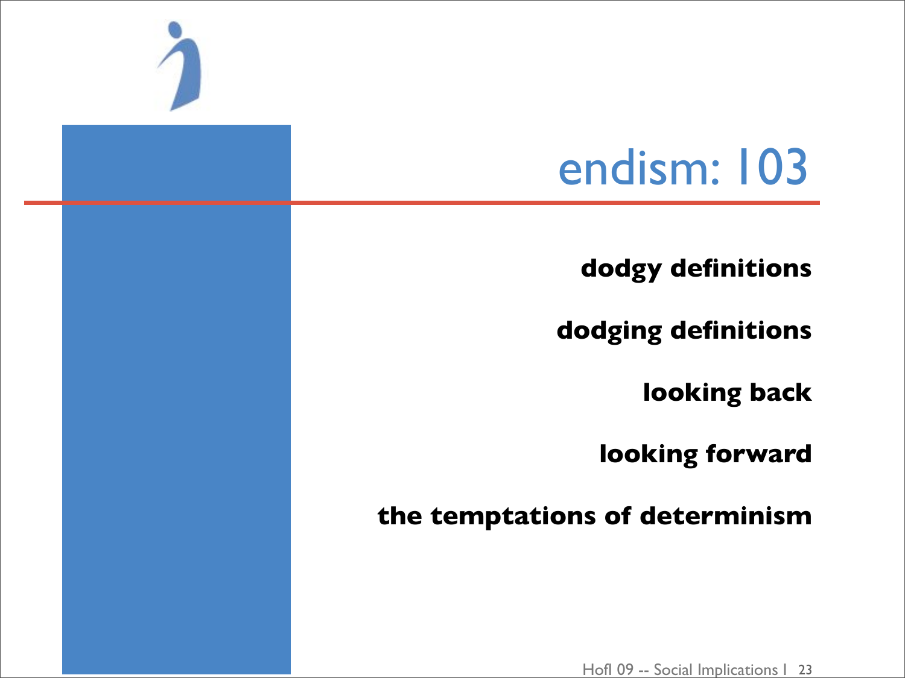# endism: 103

**dodgy definitions**

**dodging definitions**

**looking back**

**looking forward**

**the temptations of determinism**